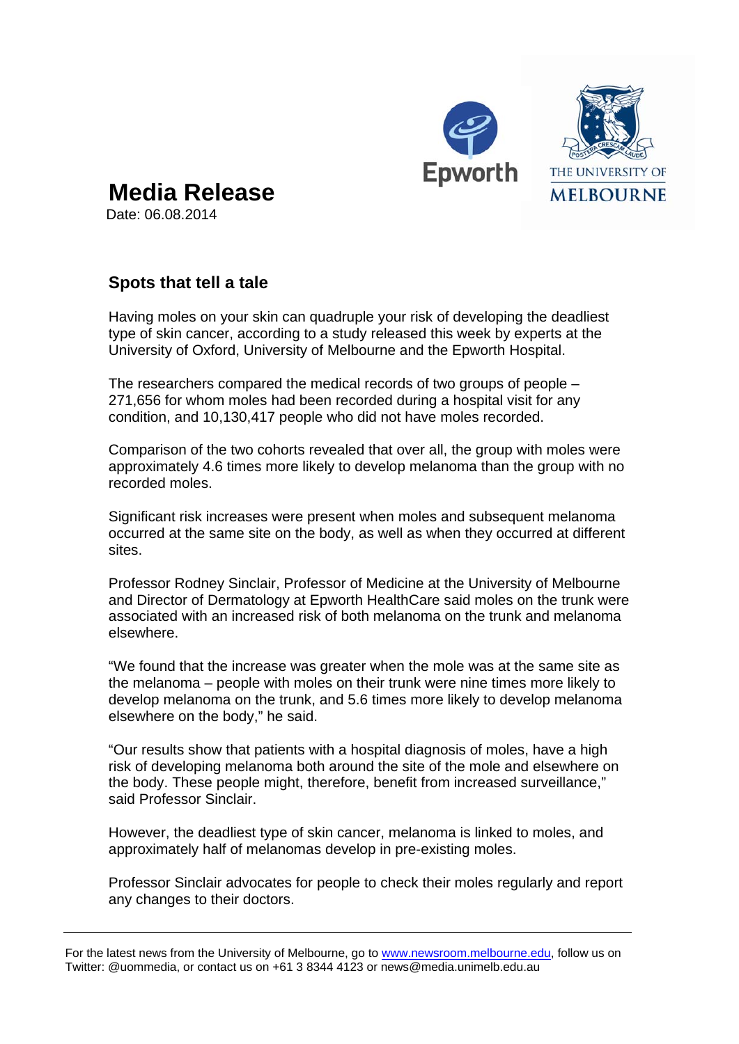# Media Release

Date: 06.08.2014

## Spots that tell a tale

Having moles on your skin can quadruple your risk of developing the deadliest type of skin cancer, according to a study released this week by experts at the University of Oxford, University of Melbourne and the Epworth Hospital.

The researchers compared the medical records of two groups of people – 271,656 for whom moles had been recorded during a hospital visit for any condition, and 10,130,417 people who did not have moles recorded.

Comparison of the two cohorts revealed that over all, the group with moles were approximately 4.6 times more likely to develop melanoma than the group with no recorded moles.

Significant risk increases were present when moles and subsequent melanoma occurred at the same site on the body, as well as when they occurred at different sites.

Professor Rodney Sinclair, Professor of Medicine at the University of Melbourne and Director of Dermatology at Epworth HealthCare said moles on the trunk were associated with an increased risk of both melanoma on the trunk and melanoma elsewhere.

"We found that the increase was greater when the mole was at the same site as the melanoma – people with moles on their trunk were nine times more likely to develop melanoma on the trunk, and 5.6 times more likely to develop melanoma elsewhere on the body," he said.

"Our results show that patients with a hospital diagnosis of moles, have a high risk of developing melanoma both around the site of the mole and elsewhere on the body. These people might, therefore, benefit from increased surveillance," said Professor Sinclair.

However, the deadliest type of skin cancer, melanoma is linked to moles, and approximately half of melanomas develop in pre-existing moles.

Professor Sinclair advocates for people to check their moles regularly and report any changes to their doctors.

---

For the latest news from the University of Melbourne, go to www.newsroom.melbourne.edu, follow us on Twitter: @uommedia, or contact us on +61 3 8344 4123 or news@media.unimelb.edu.au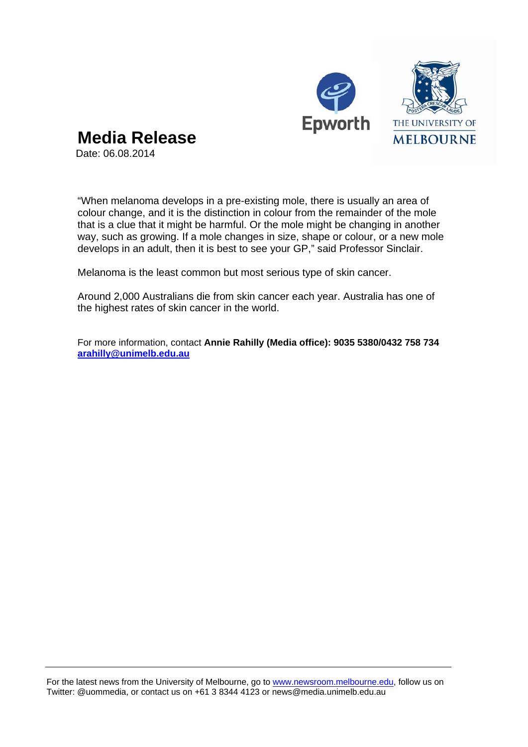# Media Release

Date: 06.08.2014

"When melanoma develops in a pre-existing mole, there is usually an area of colour change, and it is the distinction in colour from the remainder of the mole that is a clue that it might be harmful. Or the mole might be changing in another way, such as growing. If a mole changes in size, shape or colour, or a new mole develops in an adult, then it is best to see your GP," said Professor Sinclair.

Melanoma is the least common but most serious type of skin cancer.

Around 2,000 Australians die from skin cancer each year. Australia has one of the highest rates of skin cancer in the world.

For more information, contact **Annie Rahilly (Media office): 9035 5380/0432 758 734** **arahilly@unimelb.edu.au**

For the latest news from the University of Melbourne, go to www.newsroom.melbourne.edu, follow us on Twitter: @uommedia, or contact us on +61 3 8344 4123 or news@media.unimelb.edu.au